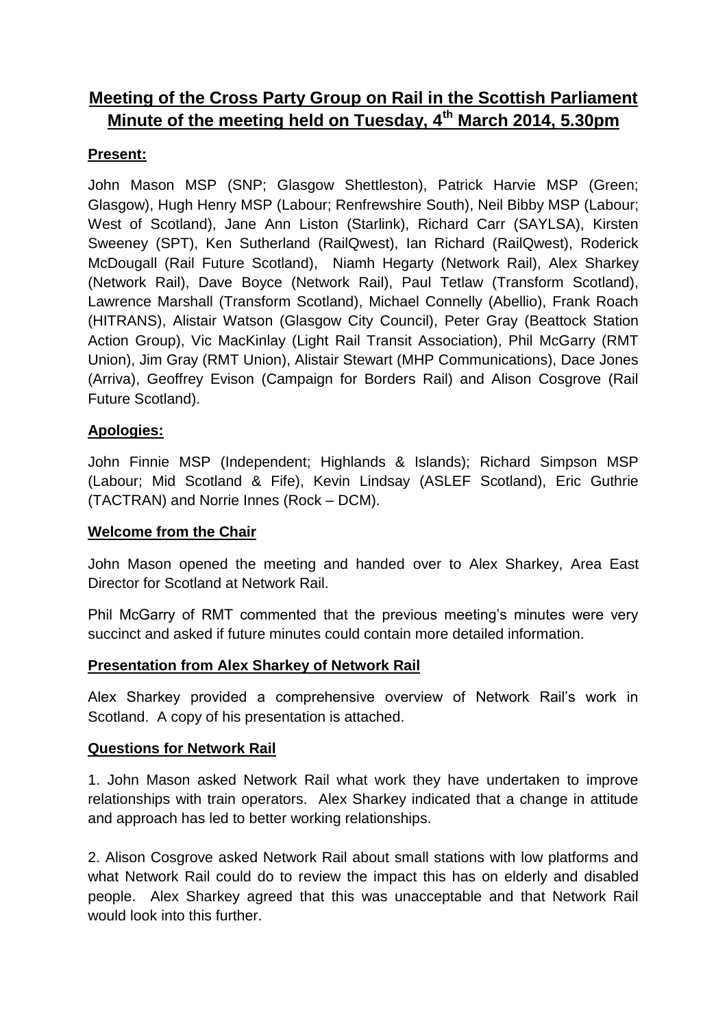# Meeting of the Cross Party Group on Rail in the Scottish Parliament
# Minute of the meeting held on Tuesday, 4th March 2014, 5.30pm

## Present:

John Mason MSP (SNP; Glasgow Shettleston), Patrick Harvie MSP (Green; Glasgow), Hugh Henry MSP (Labour; Renfrewshire South), Neil Bibby MSP (Labour; West of Scotland), Jane Ann Liston (Starlink), Richard Carr (SAYLSA), Kirsten Sweeney (SPT), Ken Sutherland (RailQwest), Ian Richard (RailQwest), Roderick McDougall (Rail Future Scotland), Niamh Hegarty (Network Rail), Alex Sharkey (Network Rail), Dave Boyce (Network Rail), Paul Tetlaw (Transform Scotland), Lawrence Marshall (Transform Scotland), Michael Connelly (Abellio), Frank Roach (HITRANS), Alistair Watson (Glasgow City Council), Peter Gray (Beattock Station Action Group), Vic MacKinlay (Light Rail Transit Association), Phil McGarry (RMT Union), Jim Gray (RMT Union), Alistair Stewart (MHP Communications), Dace Jones (Arriva), Geoffrey Evison (Campaign for Borders Rail) and Alison Cosgrove (Rail Future Scotland).

## Apologies:

John Finnie MSP (Independent; Highlands & Islands); Richard Simpson MSP (Labour; Mid Scotland & Fife), Kevin Lindsay (ASLEF Scotland), Eric Guthrie (TACTRAN) and Norrie Innes (Rock – DCM).

## Welcome from the Chair

John Mason opened the meeting and handed over to Alex Sharkey, Area East Director for Scotland at Network Rail.

Phil McGarry of RMT commented that the previous meeting's minutes were very succinct and asked if future minutes could contain more detailed information.

## Presentation from Alex Sharkey of Network Rail

Alex Sharkey provided a comprehensive overview of Network Rail's work in Scotland. A copy of his presentation is attached.

## Questions for Network Rail

1. John Mason asked Network Rail what work they have undertaken to improve relationships with train operators. Alex Sharkey indicated that a change in attitude and approach has led to better working relationships.

2. Alison Cosgrove asked Network Rail about small stations with low platforms and what Network Rail could do to review the impact this has on elderly and disabled people. Alex Sharkey agreed that this was unacceptable and that Network Rail would look into this further.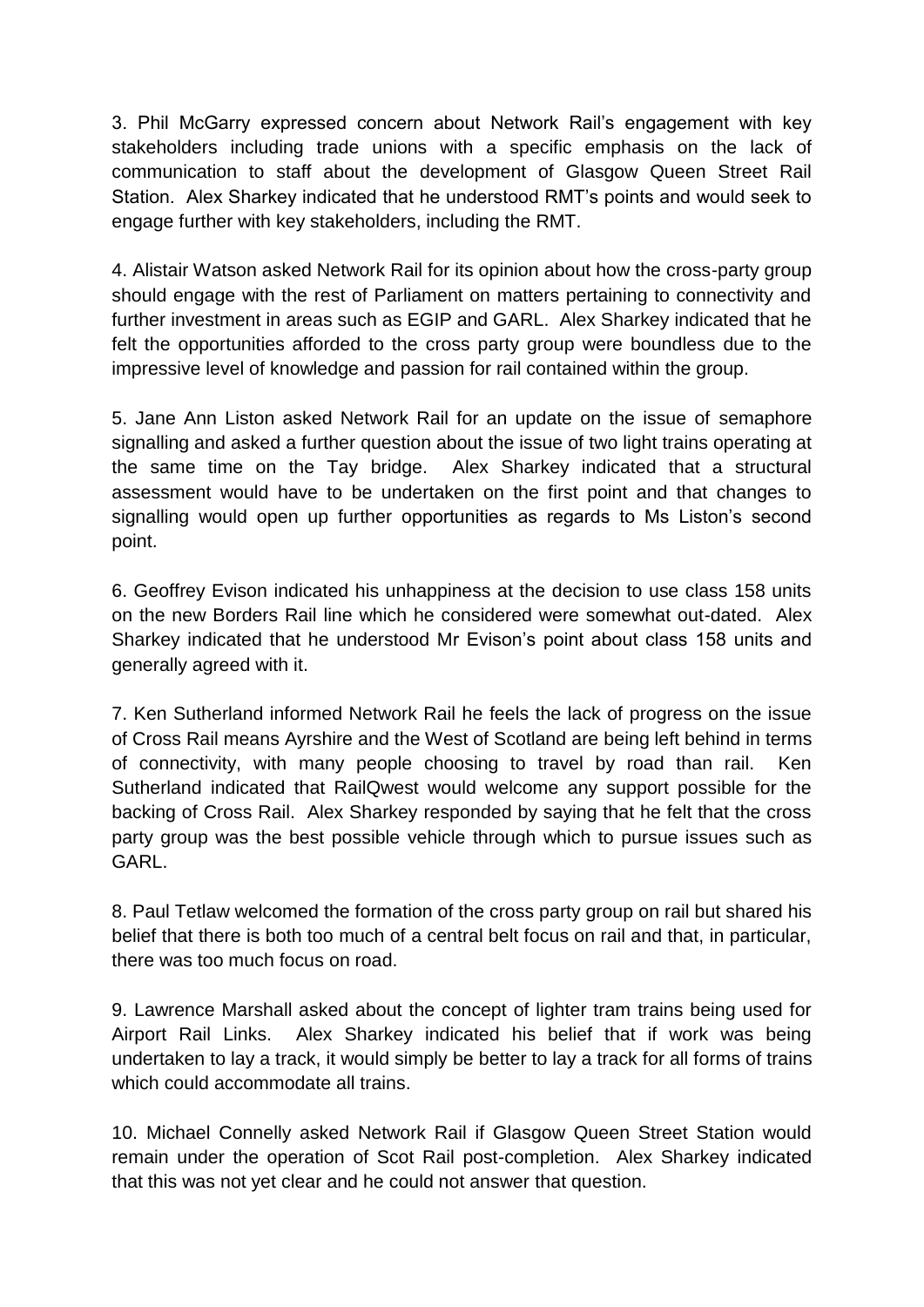3. Phil McGarry expressed concern about Network Rail's engagement with key stakeholders including trade unions with a specific emphasis on the lack of communication to staff about the development of Glasgow Queen Street Rail Station. Alex Sharkey indicated that he understood RMT's points and would seek to engage further with key stakeholders, including the RMT.

4. Alistair Watson asked Network Rail for its opinion about how the cross-party group should engage with the rest of Parliament on matters pertaining to connectivity and further investment in areas such as EGIP and GARL. Alex Sharkey indicated that he felt the opportunities afforded to the cross party group were boundless due to the impressive level of knowledge and passion for rail contained within the group.

5. Jane Ann Liston asked Network Rail for an update on the issue of semaphore signalling and asked a further question about the issue of two light trains operating at the same time on the Tay bridge. Alex Sharkey indicated that a structural assessment would have to be undertaken on the first point and that changes to signalling would open up further opportunities as regards to Ms Liston's second point.

6. Geoffrey Evison indicated his unhappiness at the decision to use class 158 units on the new Borders Rail line which he considered were somewhat out-dated. Alex Sharkey indicated that he understood Mr Evison's point about class 158 units and generally agreed with it.

7. Ken Sutherland informed Network Rail he feels the lack of progress on the issue of Cross Rail means Ayrshire and the West of Scotland are being left behind in terms of connectivity, with many people choosing to travel by road than rail. Ken Sutherland indicated that RailQwest would welcome any support possible for the backing of Cross Rail. Alex Sharkey responded by saying that he felt that the cross party group was the best possible vehicle through which to pursue issues such as GARL.

8. Paul Tetlaw welcomed the formation of the cross party group on rail but shared his belief that there is both too much of a central belt focus on rail and that, in particular, there was too much focus on road.

9. Lawrence Marshall asked about the concept of lighter tram trains being used for Airport Rail Links. Alex Sharkey indicated his belief that if work was being undertaken to lay a track, it would simply be better to lay a track for all forms of trains which could accommodate all trains.

10. Michael Connelly asked Network Rail if Glasgow Queen Street Station would remain under the operation of Scot Rail post-completion. Alex Sharkey indicated that this was not yet clear and he could not answer that question.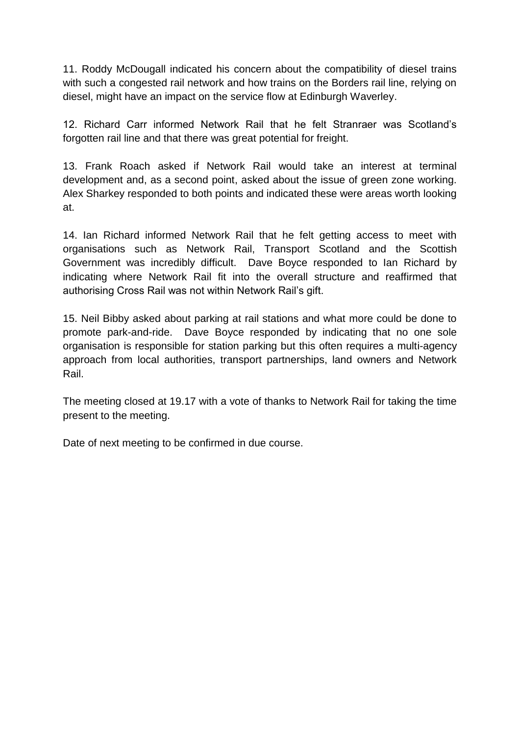11. Roddy McDougall indicated his concern about the compatibility of diesel trains with such a congested rail network and how trains on the Borders rail line, relying on diesel, might have an impact on the service flow at Edinburgh Waverley.

12. Richard Carr informed Network Rail that he felt Stranraer was Scotland's forgotten rail line and that there was great potential for freight.

13. Frank Roach asked if Network Rail would take an interest at terminal development and, as a second point, asked about the issue of green zone working. Alex Sharkey responded to both points and indicated these were areas worth looking at.

14. Ian Richard informed Network Rail that he felt getting access to meet with organisations such as Network Rail, Transport Scotland and the Scottish Government was incredibly difficult. Dave Boyce responded to Ian Richard by indicating where Network Rail fit into the overall structure and reaffirmed that authorising Cross Rail was not within Network Rail's gift.

15. Neil Bibby asked about parking at rail stations and what more could be done to promote park-and-ride. Dave Boyce responded by indicating that no one sole organisation is responsible for station parking but this often requires a multi-agency approach from local authorities, transport partnerships, land owners and Network Rail.

The meeting closed at 19.17 with a vote of thanks to Network Rail for taking the time present to the meeting.

Date of next meeting to be confirmed in due course.